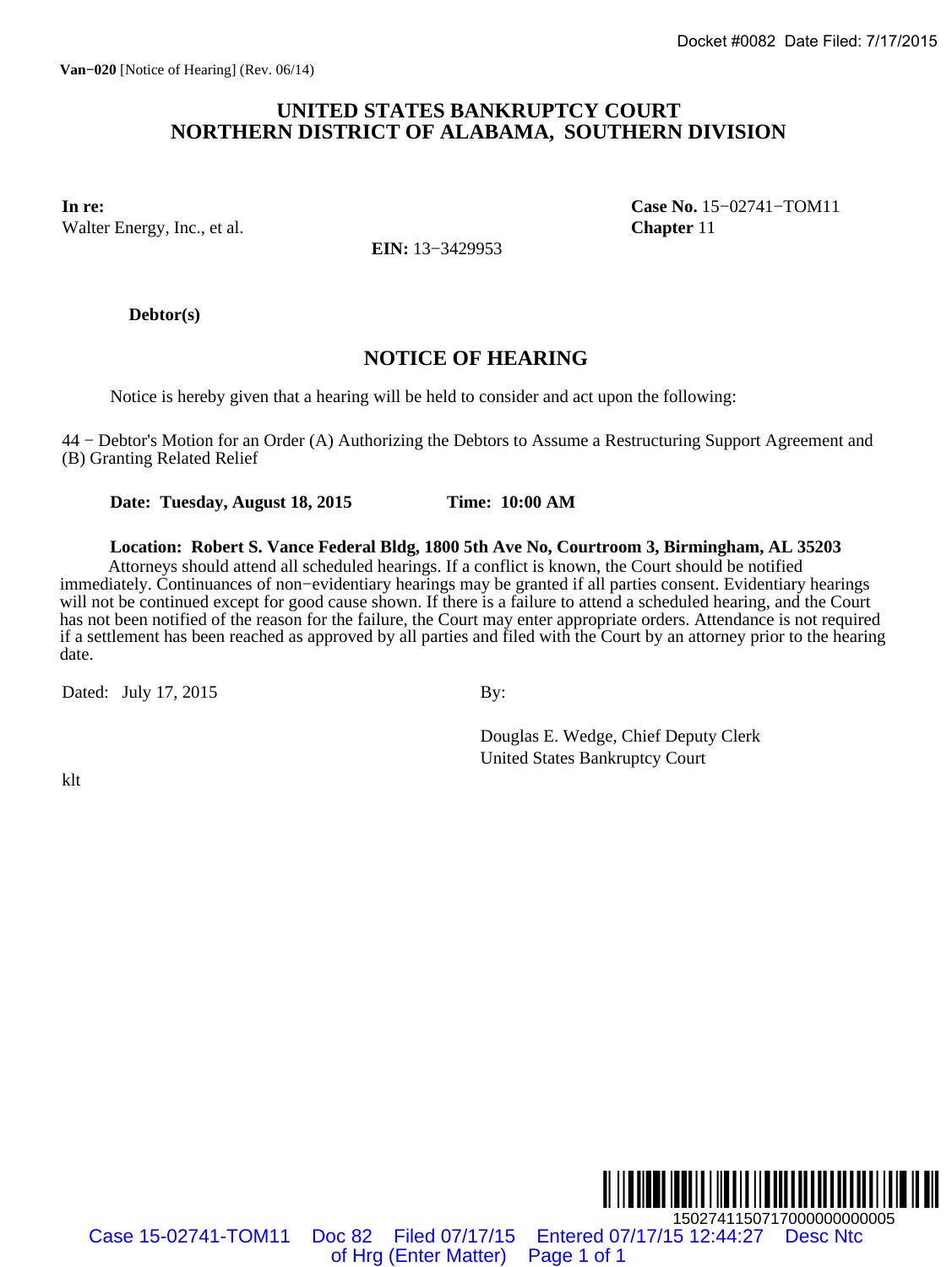Docket #0082 Date Filed: 7/17/2015

**Van−020** [Notice of Hearing] (Rev. 06/14)

# UNITED STATES BANKRUPTCY COURT
# NORTHERN DISTRICT OF ALABAMA, SOUTHERN DIVISION

**In re:**
Walter Energy, Inc., et al.

**EIN:** 13−3429953

**Case No.** 15−02741−TOM11
**Chapter** 11

**Debtor(s)**

## NOTICE OF HEARING

Notice is hereby given that a hearing will be held to consider and act upon the following:

44 − Debtor's Motion for an Order (A) Authorizing the Debtors to Assume a Restructuring Support Agreement and (B) Granting Related Relief

**Date: Tuesday, August 18, 2015** **Time: 10:00 AM**

**Location: Robert S. Vance Federal Bldg, 1800 5th Ave No, Courtroom 3, Birmingham, AL 35203**

Attorneys should attend all scheduled hearings. If a conflict is known, the Court should be notified immediately. Continuances of non−evidentiary hearings may be granted if all parties consent. Evidentiary hearings will not be continued except for good cause shown. If there is a failure to attend a scheduled hearing, and the Court has not been notified of the reason for the failure, the Court may enter appropriate orders. Attendance is not required if a settlement has been reached as approved by all parties and filed with the Court by an attorney prior to the hearing date.

Dated: July 17, 2015

By:

Douglas E. Wedge, Chief Deputy Clerk
United States Bankruptcy Court

klt

1502741150717000000000005

Case 15-02741-TOM11 Doc 82 Filed 07/17/15 Entered 07/17/15 12:44:27 Desc Ntc of Hrg (Enter Matter) Page 1 of 1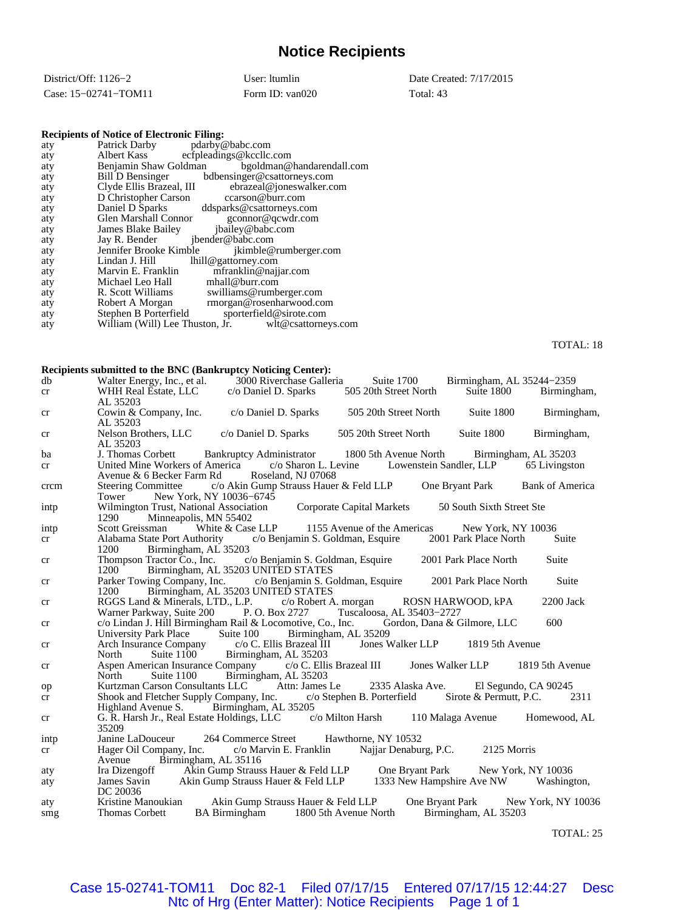# Notice Recipients

| | | |
|---|---|---|
| District/Off: 1126−2 | User: ltumlin | Date Created: 7/17/2015 |
| Case: 15−02741−TOM11 | Form ID: van020 | Total: 43 |

**Recipients of Notice of Electronic Filing:**

| | | |
|---|---|---|
| aty | Patrick Darby | pdarby@babc.com |
| aty | Albert Kass | ecfpleadings@kccllc.com |
| aty | Benjamin Shaw Goldman | bgoldman@handarendall.com |
| aty | Bill D Bensinger | bdbensinger@csattorneys.com |
| aty | Clyde Ellis Brazeal, III | ebrazeal@joneswalker.com |
| aty | D Christopher Carson | ccarson@burr.com |
| aty | Daniel D Sparks | ddsparks@csattorneys.com |
| aty | Glen Marshall Connor | gconnor@qcwdr.com |
| aty | James Blake Bailey | jbailey@babc.com |
| aty | Jay R. Bender | jbender@babc.com |
| aty | Jennifer Brooke Kimble | jkimble@rumberger.com |
| aty | Lindan J. Hill | lhill@gattorney.com |
| aty | Marvin E. Franklin | mfranklin@najjar.com |
| aty | Michael Leo Hall | mhall@burr.com |
| aty | R. Scott Williams | swilliams@rumberger.com |
| aty | Robert A Morgan | rmorgan@rosenharwood.com |
| aty | Stephen B Porterfield | sporterfield@sirote.com |
| aty | William (Will) Lee Thuston, Jr. | wlt@csattorneys.com |

TOTAL: 18

**Recipients submitted to the BNC (Bankruptcy Noticing Center):**

| | |
|---|---|
| db | Walter Energy, Inc., et al. 3000 Riverchase Galleria Suite 1700 Birmingham, AL 35244−2359 |
| cr | WHH Real Estate, LLC c/o Daniel D. Sparks 505 20th Street North Suite 1800 Birmingham, AL 35203 |
| cr | Cowin & Company, Inc. c/o Daniel D. Sparks 505 20th Street North Suite 1800 Birmingham, AL 35203 |
| cr | Nelson Brothers, LLC c/o Daniel D. Sparks 505 20th Street North Suite 1800 Birmingham, AL 35203 |
| ba | J. Thomas Corbett Bankruptcy Administrator 1800 5th Avenue North Birmingham, AL 35203 |
| cr | United Mine Workers of America c/o Sharon L. Levine Lowenstein Sandler, LLP 65 Livingston Avenue & 6 Becker Farm Rd Roseland, NJ 07068 |
| crcm | Steering Committee c/o Akin Gump Strauss Hauer & Feld LLP One Bryant Park Bank of America Tower New York, NY 10036−6745 |
| intp | Wilmington Trust, National Association Corporate Capital Markets 50 South Sixth Street Ste 1290 Minneapolis, MN 55402 |
| intp | Scott Greissman White & Case LLP 1155 Avenue of the Americas New York, NY 10036 |
| cr | Alabama State Port Authority c/o Benjamin S. Goldman, Esquire 2001 Park Place North Suite 1200 Birmingham, AL 35203 |
| cr | Thompson Tractor Co., Inc. c/o Benjamin S. Goldman, Esquire 2001 Park Place North Suite 1200 Birmingham, AL 35203 UNITED STATES |
| cr | Parker Towing Company, Inc. c/o Benjamin S. Goldman, Esquire 2001 Park Place North Suite 1200 Birmingham, AL 35203 UNITED STATES |
| cr | RGGS Land & Minerals, LTD., L.P. c/o Robert A. morgan ROSN HARWOOD, kPA 2200 Jack Warner Parkway, Suite 200 P. O. Box 2727 Tuscaloosa, AL 35403−2727 |
| cr | c/o Lindan J. Hill Birmingham Rail & Locomotive, Co., Inc. Gordon, Dana & Gilmore, LLC 600 University Park Place Suite 100 Birmingham, AL 35209 |
| cr | Arch Insurance Company c/o C. Ellis Brazeal III Jones Walker LLP 1819 5th Avenue North Suite 1100 Birmingham, AL 35203 |
| cr | Aspen American Insurance Company c/o C. Ellis Brazeal III Jones Walker LLP 1819 5th Avenue North Suite 1100 Birmingham, AL 35203 |
| op | Kurtzman Carson Consultants LLC Attn: James Le 2335 Alaska Ave. El Segundo, CA 90245 |
| cr | Shook and Fletcher Supply Company, Inc. c/o Stephen B. Porterfield Sirote & Permutt, P.C. 2311 Highland Avenue S. Birmingham, AL 35205 |
| cr | G. R. Harsh Jr., Real Estate Holdings, LLC c/o Milton Harsh 110 Malaga Avenue Homewood, AL 35209 |
| intp | Janine LaDouceur 264 Commerce Street Hawthorne, NY 10532 |
| cr | Hager Oil Company, Inc. c/o Marvin E. Franklin Najjar Denaburg, P.C. 2125 Morris Avenue Birmingham, AL 35116 |
| aty | Ira Dizengoff Akin Gump Strauss Hauer & Feld LLP One Bryant Park New York, NY 10036 |
| aty | James Savin Akin Gump Strauss Hauer & Feld LLP 1333 New Hampshire Ave NW Washington, DC 20036 |
| aty | Kristine Manoukian Akin Gump Strauss Hauer & Feld LLP One Bryant Park New York, NY 10036 |
| smg | Thomas Corbett BA Birmingham 1800 5th Avenue North Birmingham, AL 35203 |

TOTAL: 25

Case 15-02741-TOM11 Doc 82-1 Filed 07/17/15 Entered 07/17/15 12:44:27 Desc Ntc of Hrg (Enter Matter): Notice Recipients Page 1 of 1